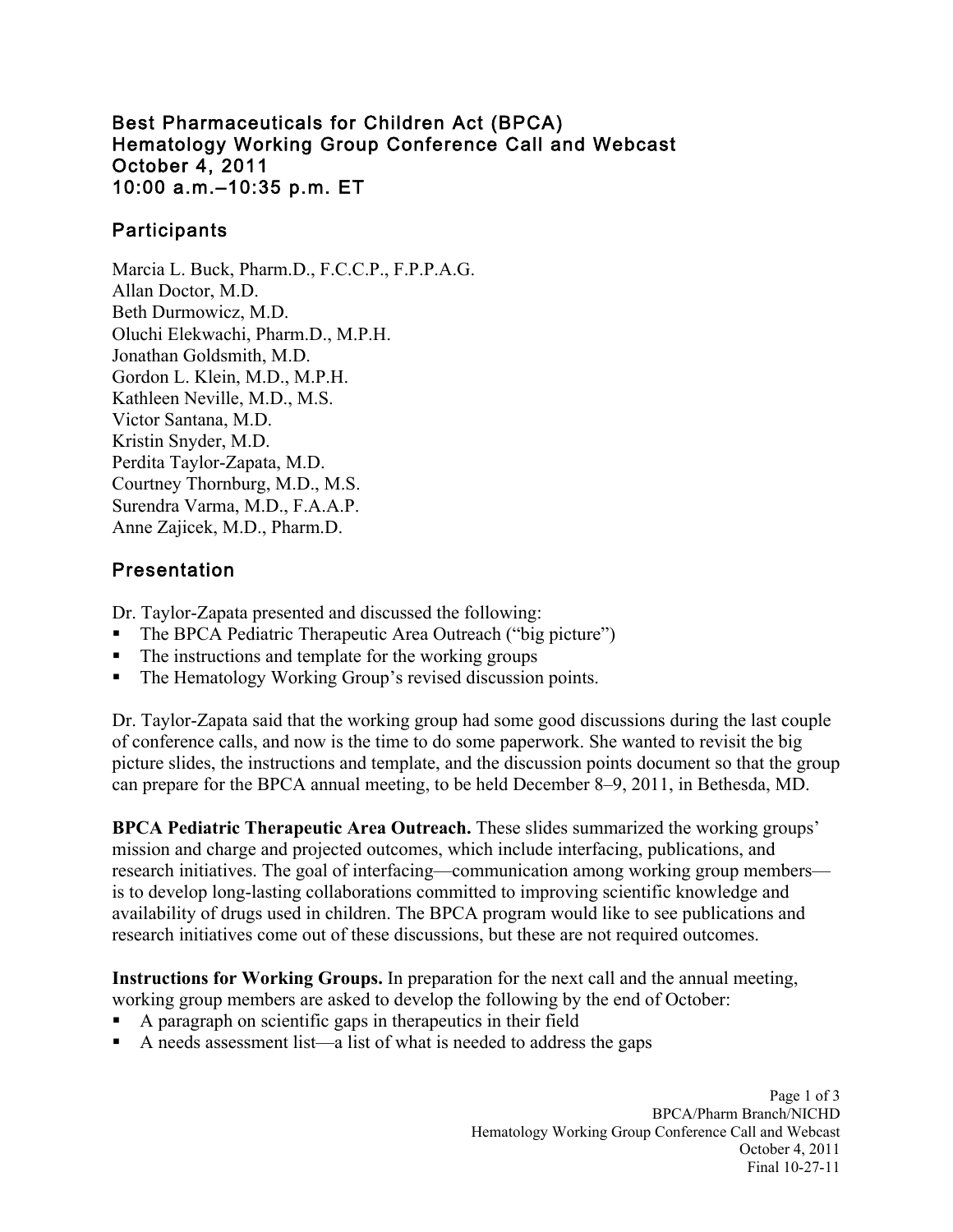# Best Pharmaceuticals for Children Act (BPCA)
# Hematology Working Group Conference Call and Webcast
# October 4, 2011
# 10:00 a.m.–10:35 p.m. ET

## Participants

Marcia L. Buck, Pharm.D., F.C.C.P., F.P.P.A.G.
Allan Doctor, M.D.
Beth Durmowicz, M.D.
Oluchi Elekwachi, Pharm.D., M.P.H.
Jonathan Goldsmith, M.D.
Gordon L. Klein, M.D., M.P.H.
Kathleen Neville, M.D., M.S.
Victor Santana, M.D.
Kristin Snyder, M.D.
Perdita Taylor-Zapata, M.D.
Courtney Thornburg, M.D., M.S.
Surendra Varma, M.D., F.A.A.P.
Anne Zajicek, M.D., Pharm.D.

## Presentation

Dr. Taylor-Zapata presented and discussed the following:

- The BPCA Pediatric Therapeutic Area Outreach ("big picture")
- The instructions and template for the working groups
- The Hematology Working Group's revised discussion points.

Dr. Taylor-Zapata said that the working group had some good discussions during the last couple of conference calls, and now is the time to do some paperwork. She wanted to revisit the big picture slides, the instructions and template, and the discussion points document so that the group can prepare for the BPCA annual meeting, to be held December 8–9, 2011, in Bethesda, MD.

**BPCA Pediatric Therapeutic Area Outreach.** These slides summarized the working groups' mission and charge and projected outcomes, which include interfacing, publications, and research initiatives. The goal of interfacing—communication among working group members—is to develop long-lasting collaborations committed to improving scientific knowledge and availability of drugs used in children. The BPCA program would like to see publications and research initiatives come out of these discussions, but these are not required outcomes.

**Instructions for Working Groups.** In preparation for the next call and the annual meeting, working group members are asked to develop the following by the end of October:

- A paragraph on scientific gaps in therapeutics in their field
- A needs assessment list—a list of what is needed to address the gaps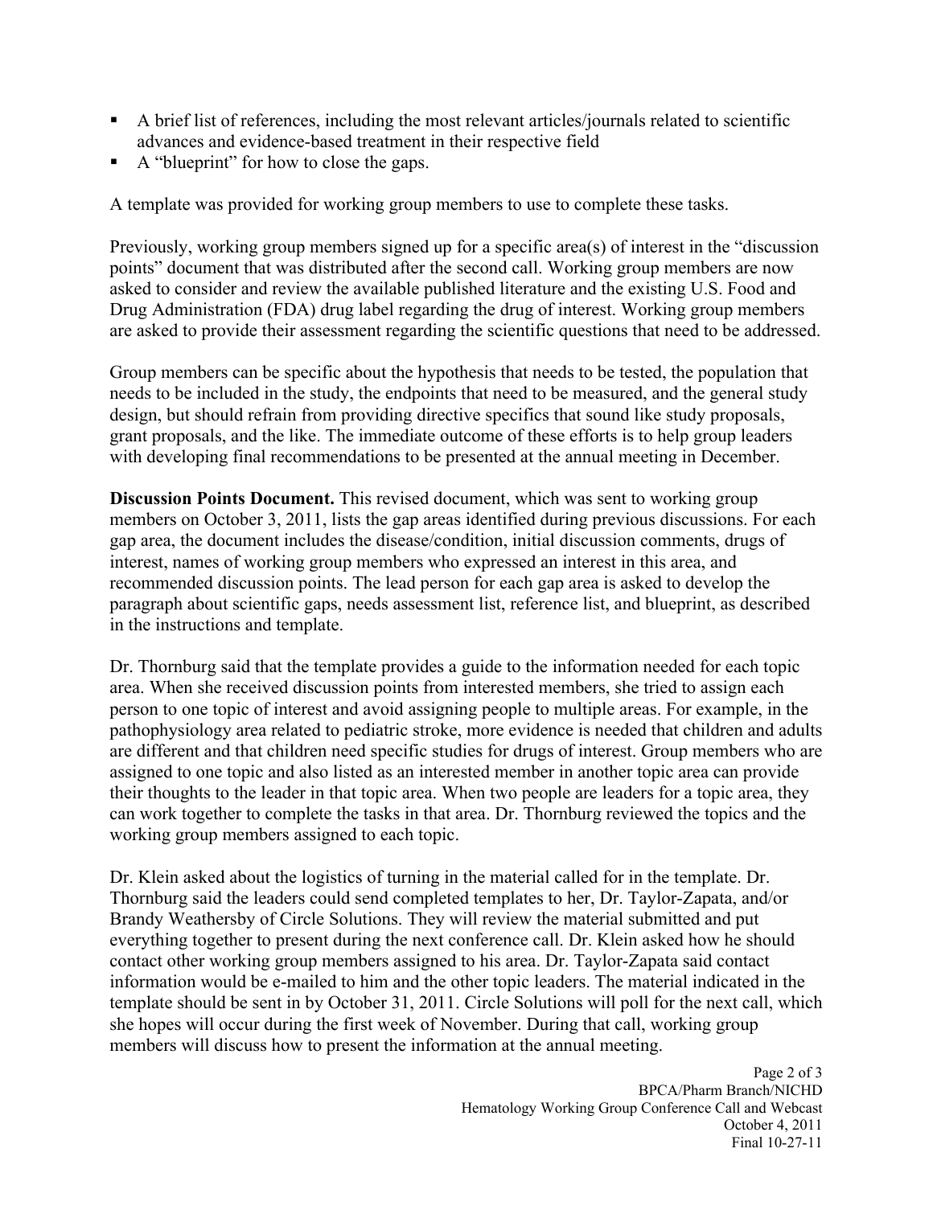- A brief list of references, including the most relevant articles/journals related to scientific advances and evidence-based treatment in their respective field
- A "blueprint" for how to close the gaps.

A template was provided for working group members to use to complete these tasks.

Previously, working group members signed up for a specific area(s) of interest in the "discussion points" document that was distributed after the second call. Working group members are now asked to consider and review the available published literature and the existing U.S. Food and Drug Administration (FDA) drug label regarding the drug of interest. Working group members are asked to provide their assessment regarding the scientific questions that need to be addressed.

Group members can be specific about the hypothesis that needs to be tested, the population that needs to be included in the study, the endpoints that need to be measured, and the general study design, but should refrain from providing directive specifics that sound like study proposals, grant proposals, and the like. The immediate outcome of these efforts is to help group leaders with developing final recommendations to be presented at the annual meeting in December.

**Discussion Points Document.** This revised document, which was sent to working group members on October 3, 2011, lists the gap areas identified during previous discussions. For each gap area, the document includes the disease/condition, initial discussion comments, drugs of interest, names of working group members who expressed an interest in this area, and recommended discussion points. The lead person for each gap area is asked to develop the paragraph about scientific gaps, needs assessment list, reference list, and blueprint, as described in the instructions and template.

Dr. Thornburg said that the template provides a guide to the information needed for each topic area. When she received discussion points from interested members, she tried to assign each person to one topic of interest and avoid assigning people to multiple areas. For example, in the pathophysiology area related to pediatric stroke, more evidence is needed that children and adults are different and that children need specific studies for drugs of interest. Group members who are assigned to one topic and also listed as an interested member in another topic area can provide their thoughts to the leader in that topic area. When two people are leaders for a topic area, they can work together to complete the tasks in that area. Dr. Thornburg reviewed the topics and the working group members assigned to each topic.

Dr. Klein asked about the logistics of turning in the material called for in the template. Dr. Thornburg said the leaders could send completed templates to her, Dr. Taylor-Zapata, and/or Brandy Weathersby of Circle Solutions. They will review the material submitted and put everything together to present during the next conference call. Dr. Klein asked how he should contact other working group members assigned to his area. Dr. Taylor-Zapata said contact information would be e-mailed to him and the other topic leaders. The material indicated in the template should be sent in by October 31, 2011. Circle Solutions will poll for the next call, which she hopes will occur during the first week of November. During that call, working group members will discuss how to present the information at the annual meeting.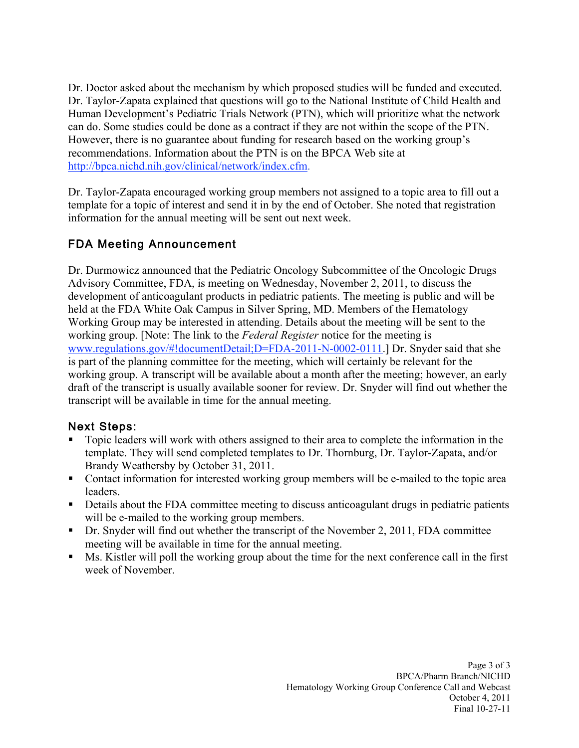Dr. Doctor asked about the mechanism by which proposed studies will be funded and executed. Dr. Taylor-Zapata explained that questions will go to the National Institute of Child Health and Human Development's Pediatric Trials Network (PTN), which will prioritize what the network can do. Some studies could be done as a contract if they are not within the scope of the PTN. However, there is no guarantee about funding for research based on the working group's recommendations. Information about the PTN is on the BPCA Web site at http://bpca.nichd.nih.gov/clinical/network/index.cfm.

Dr. Taylor-Zapata encouraged working group members not assigned to a topic area to fill out a template for a topic of interest and send it in by the end of October. She noted that registration information for the annual meeting will be sent out next week.

## FDA Meeting Announcement

Dr. Durmowicz announced that the Pediatric Oncology Subcommittee of the Oncologic Drugs Advisory Committee, FDA, is meeting on Wednesday, November 2, 2011, to discuss the development of anticoagulant products in pediatric patients. The meeting is public and will be held at the FDA White Oak Campus in Silver Spring, MD. Members of the Hematology Working Group may be interested in attending. Details about the meeting will be sent to the working group. [Note: The link to the *Federal Register* notice for the meeting is www.regulations.gov/#!documentDetail;D=FDA-2011-N-0002-0111.] Dr. Snyder said that she is part of the planning committee for the meeting, which will certainly be relevant for the working group. A transcript will be available about a month after the meeting; however, an early draft of the transcript is usually available sooner for review. Dr. Snyder will find out whether the transcript will be available in time for the annual meeting.

## Next Steps:

- Topic leaders will work with others assigned to their area to complete the information in the template. They will send completed templates to Dr. Thornburg, Dr. Taylor-Zapata, and/or Brandy Weathersby by October 31, 2011.
- Contact information for interested working group members will be e-mailed to the topic area leaders.
- Details about the FDA committee meeting to discuss anticoagulant drugs in pediatric patients will be e-mailed to the working group members.
- Dr. Snyder will find out whether the transcript of the November 2, 2011, FDA committee meeting will be available in time for the annual meeting.
- Ms. Kistler will poll the working group about the time for the next conference call in the first week of November.